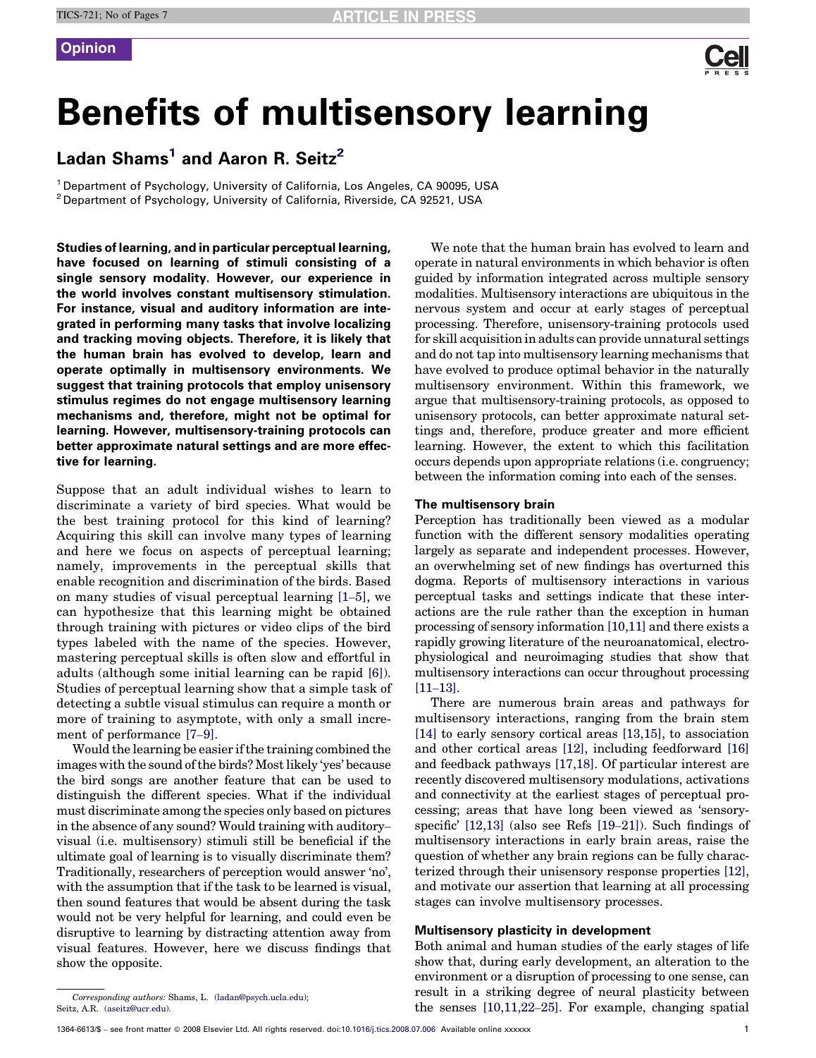Opinion

# Benefits of multisensory learning

## Ladan Shams[1] and Aaron R. Seitz[2]

[1] Department of Psychology, University of California, Los Angeles, CA 90095, USA
[2] Department of Psychology, University of California, Riverside, CA 92521, USA

**Studies of learning, and in particular perceptual learning, have focused on learning of stimuli consisting of a single sensory modality. However, our experience in the world involves constant multisensory stimulation. For instance, visual and auditory information are integrated in performing many tasks that involve localizing and tracking moving objects. Therefore, it is likely that the human brain has evolved to develop, learn and operate optimally in multisensory environments. We suggest that training protocols that employ unisensory stimulus regimes do not engage multisensory learning mechanisms and, therefore, might not be optimal for learning. However, multisensory-training protocols can better approximate natural settings and are more effective for learning.**

Suppose that an adult individual wishes to learn to discriminate a variety of bird species. What would be the best training protocol for this kind of learning? Acquiring this skill can involve many types of learning and here we focus on aspects of perceptual learning; namely, improvements in the perceptual skills that enable recognition and discrimination of the birds. Based on many studies of visual perceptual learning [1–5], we can hypothesize that this learning might be obtained through training with pictures or video clips of the bird types labeled with the name of the species. However, mastering perceptual skills is often slow and effortful in adults (although some initial learning can be rapid [6]). Studies of perceptual learning show that a simple task of detecting a subtle visual stimulus can require a month or more of training to asymptote, with only a small increment of performance [7–9].

Would the learning be easier if the training combined the images with the sound of the birds? Most likely 'yes' because the bird songs are another feature that can be used to distinguish the different species. What if the individual must discriminate among the species only based on pictures in the absence of any sound? Would training with auditory–visual (i.e. multisensory) stimuli still be beneficial if the ultimate goal of learning is to visually discriminate them? Traditionally, researchers of perception would answer 'no', with the assumption that if the task to be learned is visual, then sound features that would be absent during the task would not be very helpful for learning, and could even be disruptive to learning by distracting attention away from visual features. However, here we discuss findings that show the opposite.

We note that the human brain has evolved to learn and operate in natural environments in which behavior is often guided by information integrated across multiple sensory modalities. Multisensory interactions are ubiquitous in the nervous system and occur at early stages of perceptual processing. Therefore, unisensory-training protocols used for skill acquisition in adults can provide unnatural settings and do not tap into multisensory learning mechanisms that have evolved to produce optimal behavior in the naturally multisensory environment. Within this framework, we argue that multisensory-training protocols, as opposed to unisensory protocols, can better approximate natural settings and, therefore, produce greater and more efficient learning. However, the extent to which this facilitation occurs depends upon appropriate relations (i.e. congruency; between the information coming into each of the senses.

### The multisensory brain

Perception has traditionally been viewed as a modular function with the different sensory modalities operating largely as separate and independent processes. However, an overwhelming set of new findings has overturned this dogma. Reports of multisensory interactions in various perceptual tasks and settings indicate that these interactions are the rule rather than the exception in human processing of sensory information [10,11] and there exists a rapidly growing literature of the neuroanatomical, electrophysiological and neuroimaging studies that show that multisensory interactions can occur throughout processing [11–13].

There are numerous brain areas and pathways for multisensory interactions, ranging from the brain stem [14] to early sensory cortical areas [13,15], to association and other cortical areas [12], including feedforward [16] and feedback pathways [17,18]. Of particular interest are recently discovered multisensory modulations, activations and connectivity at the earliest stages of perceptual processing; areas that have long been viewed as 'sensory-specific' [12,13] (also see Refs [19–21]). Such findings of multisensory interactions in early brain areas, raise the question of whether any brain regions can be fully characterized through their unisensory response properties [12], and motivate our assertion that learning at all processing stages can involve multisensory processes.

### Multisensory plasticity in development

Both animal and human studies of the early stages of life show that, during early development, an alteration to the environment or a disruption of processing to one sense, can result in a striking degree of neural plasticity between the senses [10,11,22–25]. For example, changing spatial

*Corresponding authors:* Shams, L. (ladan@psych.ucla.edu); Seitz, A.R. (aseitz@ucr.edu).

1364-6613/$ – see front matter © 2008 Elsevier Ltd. All rights reserved. doi:10.1016/j.tics.2008.07.006 Available online xxxxxx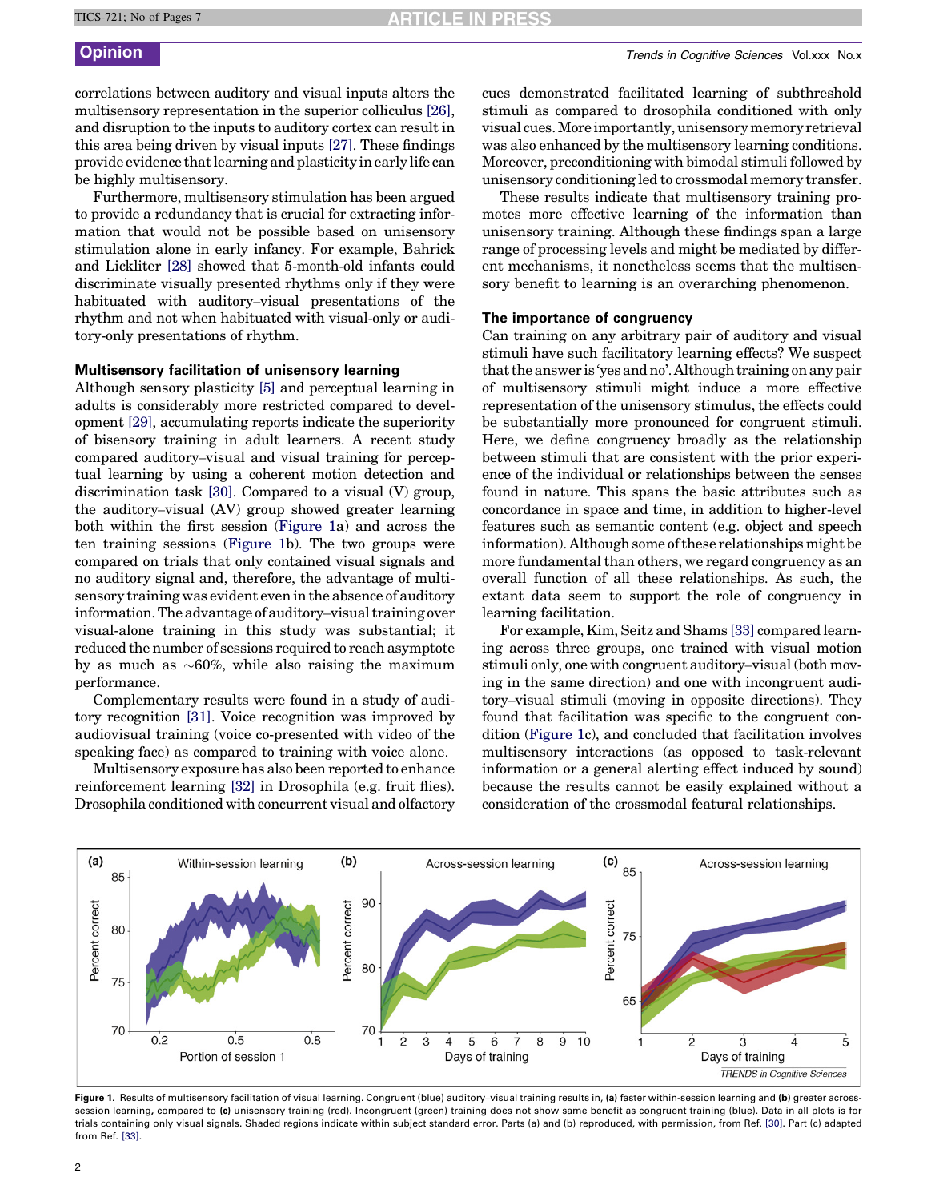correlations between auditory and visual inputs alters the multisensory representation in the superior colliculus [26], and disruption to the inputs to auditory cortex can result in this area being driven by visual inputs [27]. These findings provide evidence that learning and plasticity in early life can be highly multisensory.

Furthermore, multisensory stimulation has been argued to provide a redundancy that is crucial for extracting information that would not be possible based on unisensory stimulation alone in early infancy. For example, Bahrick and Lickliter [28] showed that 5-month-old infants could discriminate visually presented rhythms only if they were habituated with auditory–visual presentations of the rhythm and not when habituated with visual-only or auditory-only presentations of rhythm.

### Multisensory facilitation of unisensory learning

Although sensory plasticity [5] and perceptual learning in adults is considerably more restricted compared to development [29], accumulating reports indicate the superiority of bisensory training in adult learners. A recent study compared auditory–visual and visual training for perceptual learning by using a coherent motion detection and discrimination task [30]. Compared to a visual (V) group, the auditory–visual (AV) group showed greater learning both within the first session (Figure 1a) and across the ten training sessions (Figure 1b). The two groups were compared on trials that only contained visual signals and no auditory signal and, therefore, the advantage of multisensory training was evident even in the absence of auditory information. The advantage of auditory–visual training over visual-alone training in this study was substantial; it reduced the number of sessions required to reach asymptote by as much as ~60%, while also raising the maximum performance.

Complementary results were found in a study of auditory recognition [31]. Voice recognition was improved by audiovisual training (voice co-presented with video of the speaking face) as compared to training with voice alone.

Multisensory exposure has also been reported to enhance reinforcement learning [32] in Drosophila (e.g. fruit flies). Drosophila conditioned with concurrent visual and olfactory cues demonstrated facilitated learning of subthreshold stimuli as compared to drosophila conditioned with only visual cues. More importantly, unisensory memory retrieval was also enhanced by the multisensory learning conditions. Moreover, preconditioning with bimodal stimuli followed by unisensory conditioning led to crossmodal memory transfer.

These results indicate that multisensory training promotes more effective learning of the information than unisensory training. Although these findings span a large range of processing levels and might be mediated by different mechanisms, it nonetheless seems that the multisensory benefit to learning is an overarching phenomenon.

### The importance of congruency

Can training on any arbitrary pair of auditory and visual stimuli have such facilitatory learning effects? We suspect that the answer is 'yes and no'. Although training on any pair of multisensory stimuli might induce a more effective representation of the unisensory stimulus, the effects could be substantially more pronounced for congruent stimuli. Here, we define congruency broadly as the relationship between stimuli that are consistent with the prior experience of the individual or relationships between the senses found in nature. This spans the basic attributes such as concordance in space and time, in addition to higher-level features such as semantic content (e.g. object and speech information). Although some of these relationships might be more fundamental than others, we regard congruency as an overall function of all these relationships. As such, the extant data seem to support the role of congruency in learning facilitation.

For example, Kim, Seitz and Shams [33] compared learning across three groups, one trained with visual motion stimuli only, one with congruent auditory–visual (both moving in the same direction) and one with incongruent auditory–visual stimuli (moving in opposite directions). They found that facilitation was specific to the congruent condition (Figure 1c), and concluded that facilitation involves multisensory interactions (as opposed to task-relevant information or a general alerting effect induced by sound) because the results cannot be easily explained without a consideration of the crossmodal featural relationships.

**Figure 1.** Results of multisensory facilitation of visual learning. Congruent (blue) auditory–visual training results in, **(a)** faster within-session learning and **(b)** greater across-session learning, compared to **(c)** unisensory training (red). Incongruent (green) training does not show same benefit as congruent training (blue). Data in all plots is for trials containing only visual signals. Shaded regions indicate within subject standard error. Parts (a) and (b) reproduced, with permission, from Ref. [30]. Part (c) adapted from Ref. [33].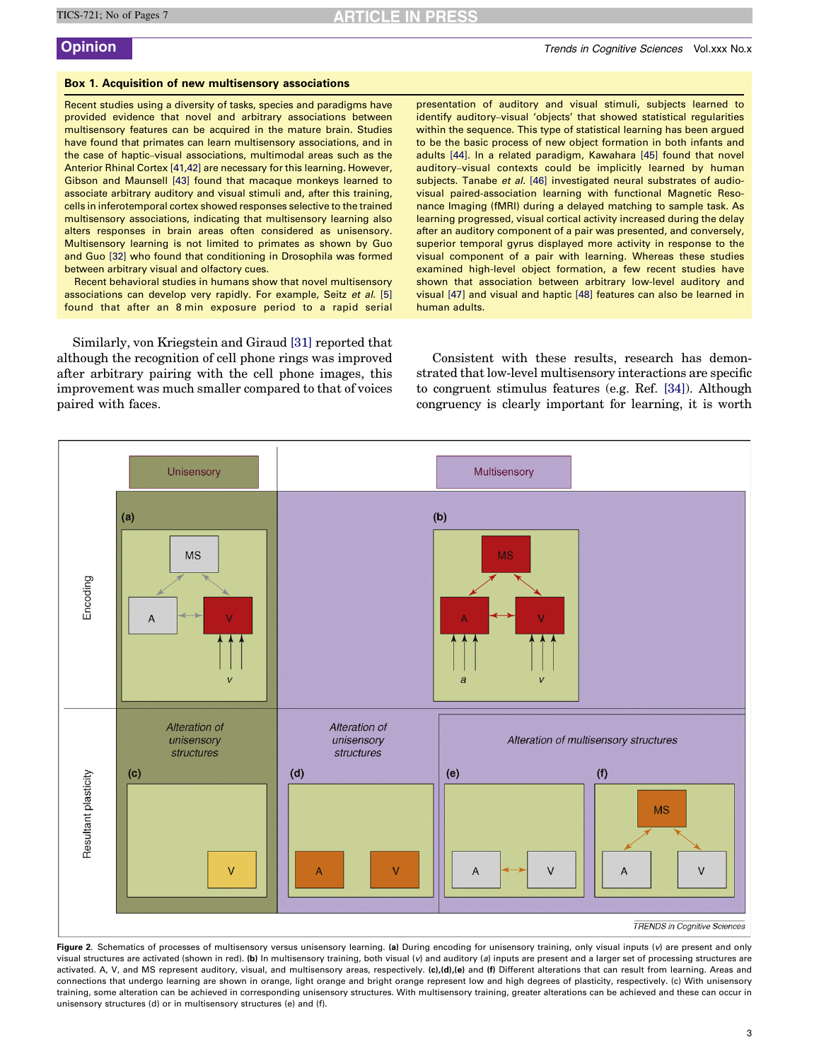### Box 1. Acquisition of new multisensory associations

Recent studies using a diversity of tasks, species and paradigms have provided evidence that novel and arbitrary associations between multisensory features can be acquired in the mature brain. Studies have found that primates can learn multisensory associations, and in the case of haptic–visual associations, multimodal areas such as the Anterior Rhinal Cortex [41,42] are necessary for this learning. However, Gibson and Maunsell [43] found that macaque monkeys learned to associate arbitrary auditory and visual stimuli and, after this training, cells in inferotemporal cortex showed responses selective to the trained multisensory associations, indicating that multisensory learning also alters responses in brain areas often considered as unisensory. Multisensory learning is not limited to primates as shown by Guo and Guo [32] who found that conditioning in Drosophila was formed between arbitrary visual and olfactory cues.

Recent behavioral studies in humans show that novel multisensory associations can develop very rapidly. For example, Seitz *et al.* [5] found that after an 8 min exposure period to a rapid serial presentation of auditory and visual stimuli, subjects learned to identify auditory–visual 'objects' that showed statistical regularities within the sequence. This type of statistical learning has been argued to be the basic process of new object formation in both infants and adults [44]. In a related paradigm, Kawahara [45] found that novel auditory–visual contexts could be implicitly learned by human subjects. Tanabe *et al.* [46] investigated neural substrates of audio-visual paired-association learning with functional Magnetic Resonance Imaging (fMRI) during a delayed matching to sample task. As learning progressed, visual cortical activity increased during the delay after an auditory component of a pair was presented, and conversely, superior temporal gyrus displayed more activity in response to the visual component of a pair with learning. Whereas these studies examined high-level object formation, a few recent studies have shown that association between arbitrary low-level auditory and visual [47] and visual and haptic [48] features can also be learned in human adults.

Similarly, von Kriegstein and Giraud [31] reported that although the recognition of cell phone rings was improved after arbitrary pairing with the cell phone images, this improvement was much smaller compared to that of voices paired with faces.

Consistent with these results, research has demonstrated that low-level multisensory interactions are specific to congruent stimulus features (e.g. Ref. [34]). Although congruency is clearly important for learning, it is worth

Figure 2. Schematics of processes of multisensory versus unisensory learning. **(a)** During encoding for unisensory training, only visual inputs (*v*) are present and only visual structures are activated (shown in red). **(b)** In multisensory training, both visual (*v*) and auditory (*a*) inputs are present and a larger set of processing structures are activated. A, V, and MS represent auditory, visual, and multisensory areas, respectively. **(c),(d),(e)** and **(f)** Different alterations that can result from learning. Areas and connections that undergo learning are shown in orange, light orange and bright orange represent low and high degrees of plasticity, respectively. (c) With unisensory training, some alteration can be achieved in corresponding unisensory structures. With multisensory training, greater alterations can be achieved and these can occur in unisensory structures (d) or in multisensory structures (e) and (f).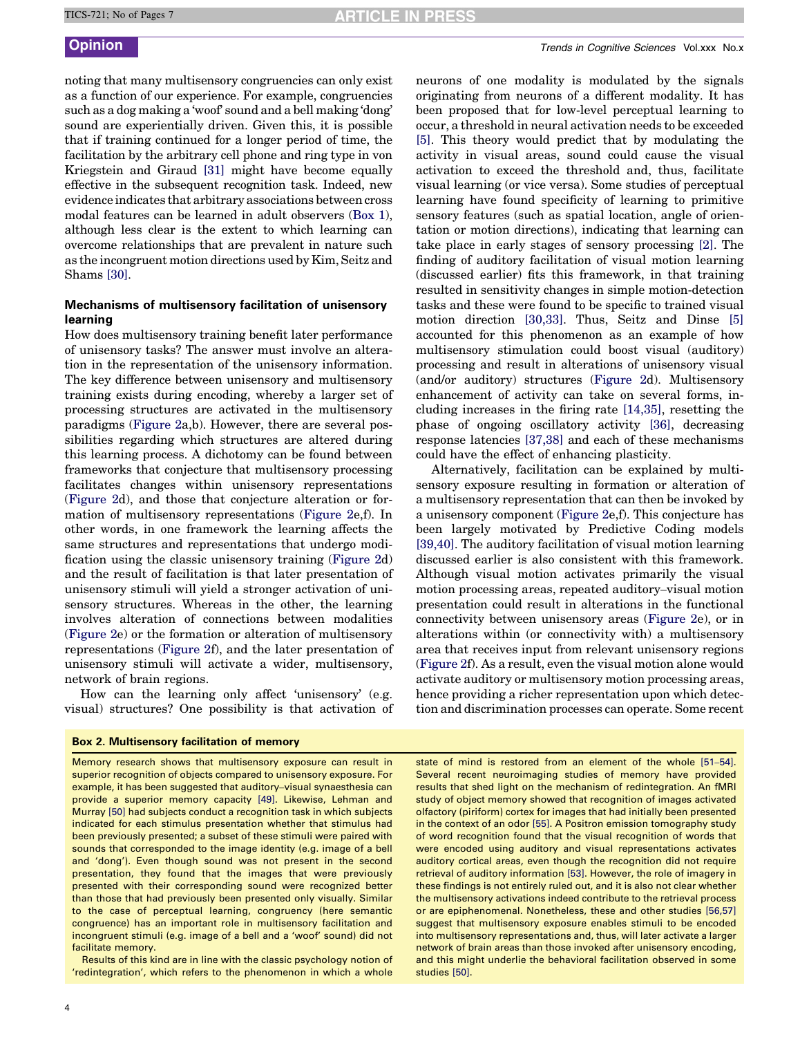noting that many multisensory congruencies can only exist as a function of our experience. For example, congruencies such as a dog making a 'woof' sound and a bell making 'dong' sound are experientially driven. Given this, it is possible that if training continued for a longer period of time, the facilitation by the arbitrary cell phone and ring type in von Kriegstein and Giraud [31] might have become equally effective in the subsequent recognition task. Indeed, new evidence indicates that arbitrary associations between cross modal features can be learned in adult observers (Box 1), although less clear is the extent to which learning can overcome relationships that are prevalent in nature such as the incongruent motion directions used by Kim, Seitz and Shams [30].

### Mechanisms of multisensory facilitation of unisensory learning

How does multisensory training benefit later performance of unisensory tasks? The answer must involve an alteration in the representation of the unisensory information. The key difference between unisensory and multisensory training exists during encoding, whereby a larger set of processing structures are activated in the multisensory paradigms (Figure 2a,b). However, there are several possibilities regarding which structures are altered during this learning process. A dichotomy can be found between frameworks that conjecture that multisensory processing facilitates changes within unisensory representations (Figure 2d), and those that conjecture alteration or formation of multisensory representations (Figure 2e,f). In other words, in one framework the learning affects the same structures and representations that undergo modification using the classic unisensory training (Figure 2d) and the result of facilitation is that later presentation of unisensory stimuli will yield a stronger activation of unisensory structures. Whereas in the other, the learning involves alteration of connections between modalities (Figure 2e) or the formation or alteration of multisensory representations (Figure 2f), and the later presentation of unisensory stimuli will activate a wider, multisensory, network of brain regions.

How can the learning only affect 'unisensory' (e.g. visual) structures? One possibility is that activation of neurons of one modality is modulated by the signals originating from neurons of a different modality. It has been proposed that for low-level perceptual learning to occur, a threshold in neural activation needs to be exceeded [5]. This theory would predict that by modulating the activity in visual areas, sound could cause the visual activation to exceed the threshold and, thus, facilitate visual learning (or vice versa). Some studies of perceptual learning have found specificity of learning to primitive sensory features (such as spatial location, angle of orientation or motion directions), indicating that learning can take place in early stages of sensory processing [2]. The finding of auditory facilitation of visual motion learning (discussed earlier) fits this framework, in that training resulted in sensitivity changes in simple motion-detection tasks and these were found to be specific to trained visual motion direction [30,33]. Thus, Seitz and Dinse [5] accounted for this phenomenon as an example of how multisensory stimulation could boost visual (auditory) processing and result in alterations of unisensory visual (and/or auditory) structures (Figure 2d). Multisensory enhancement of activity can take on several forms, including increases in the firing rate [14,35], resetting the phase of ongoing oscillatory activity [36], decreasing response latencies [37,38] and each of these mechanisms could have the effect of enhancing plasticity.

Alternatively, facilitation can be explained by multisensory exposure resulting in formation or alteration of a multisensory representation that can then be invoked by a unisensory component (Figure 2e,f). This conjecture has been largely motivated by Predictive Coding models [39,40]. The auditory facilitation of visual motion learning discussed earlier is also consistent with this framework. Although visual motion activates primarily the visual motion processing areas, repeated auditory–visual motion presentation could result in alterations in the functional connectivity between unisensory areas (Figure 2e), or in alterations within (or connectivity with) a multisensory area that receives input from relevant unisensory regions (Figure 2f). As a result, even the visual motion alone would activate auditory or multisensory motion processing areas, hence providing a richer representation upon which detection and discrimination processes can operate. Some recent

#### Box 2. Multisensory facilitation of memory

Memory research shows that multisensory exposure can result in superior recognition of objects compared to unisensory exposure. For example, it has been suggested that auditory–visual synaesthesia can provide a superior memory capacity [49]. Likewise, Lehman and Murray [50] had subjects conduct a recognition task in which subjects indicated for each stimulus presentation whether that stimulus had been previously presented; a subset of these stimuli were paired with sounds that corresponded to the image identity (e.g. image of a bell and 'dong'). Even though sound was not present in the second presentation, they found that the images that were previously presented with their corresponding sound were recognized better than those that had previously been presented only visually. Similar to the case of perceptual learning, congruency (here semantic congruence) has an important role in multisensory facilitation and incongruent stimuli (e.g. image of a bell and a 'woof' sound) did not facilitate memory.

Results of this kind are in line with the classic psychology notion of 'redintegration', which refers to the phenomenon in which a whole state of mind is restored from an element of the whole [51–54]. Several recent neuroimaging studies of memory have provided results that shed light on the mechanism of redintegration. An fMRI study of object memory showed that recognition of images activated olfactory (piriform) cortex for images that had initially been presented in the context of an odor [55]. A Positron emission tomography study of word recognition found that the visual recognition of words that were encoded using auditory and visual representations activates auditory cortical areas, even though the recognition did not require retrieval of auditory information [53]. However, the role of imagery in these findings is not entirely ruled out, and it is also not clear whether the multisensory activations indeed contribute to the retrieval process or are epiphenomenal. Nonetheless, these and other studies [56,57] suggest that multisensory exposure enables stimuli to be encoded into multisensory representations and, thus, will later activate a larger network of brain areas than those invoked after unisensory encoding, and this might underlie the behavioral facilitation observed in some studies [50].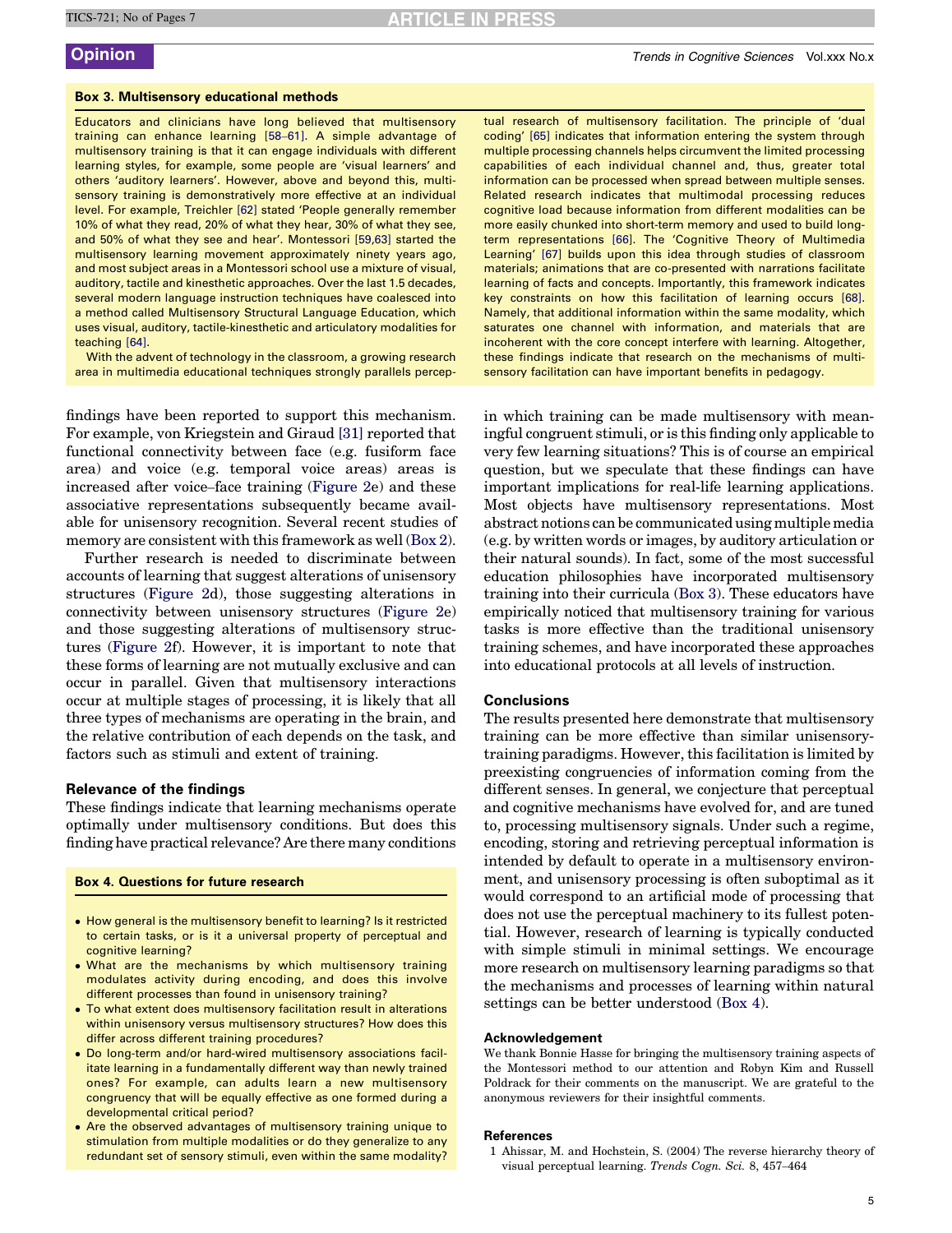### Box 3. Multisensory educational methods

Educators and clinicians have long believed that multisensory training can enhance learning [58–61]. A simple advantage of multisensory training is that it can engage individuals with different learning styles, for example, some people are 'visual learners' and others 'auditory learners'. However, above and beyond this, multisensory training is demonstratively more effective at an individual level. For example, Treichler [62] stated 'People generally remember 10% of what they read, 20% of what they hear, 30% of what they see, and 50% of what they see and hear'. Montessori [59,63] started the multisensory learning movement approximately ninety years ago, and most subject areas in a Montessori school use a mixture of visual, auditory, tactile and kinesthetic approaches. Over the last 1.5 decades, several modern language instruction techniques have coalesced into a method called Multisensory Structural Language Education, which uses visual, auditory, tactile-kinesthetic and articulatory modalities for teaching [64].

With the advent of technology in the classroom, a growing research area in multimedia educational techniques strongly parallels perceptual research of multisensory facilitation. The principle of 'dual coding' [65] indicates that information entering the system through multiple processing channels helps circumvent the limited processing capabilities of each individual channel and, thus, greater total information can be processed when spread between multiple senses. Related research indicates that multimodal processing reduces cognitive load because information from different modalities can be more easily chunked into short-term memory and used to build long-term representations [66]. The 'Cognitive Theory of Multimedia Learning' [67] builds upon this idea through studies of classroom materials; animations that are co-presented with narrations facilitate learning of facts and concepts. Importantly, this framework indicates key constraints on how this facilitation of learning occurs [68]. Namely, that additional information within the same modality, which saturates one channel with information, and materials that are incoherent with the core concept interfere with learning. Altogether, these findings indicate that research on the mechanisms of multisensory facilitation can have important benefits in pedagogy.

findings have been reported to support this mechanism. For example, von Kriegstein and Giraud [31] reported that functional connectivity between face (e.g. fusiform face area) and voice (e.g. temporal voice areas) areas is increased after voice–face training (Figure 2e) and these associative representations subsequently became available for unisensory recognition. Several recent studies of memory are consistent with this framework as well (Box 2).

Further research is needed to discriminate between accounts of learning that suggest alterations of unisensory structures (Figure 2d), those suggesting alterations in connectivity between unisensory structures (Figure 2e) and those suggesting alterations of multisensory structures (Figure 2f). However, it is important to note that these forms of learning are not mutually exclusive and can occur in parallel. Given that multisensory interactions occur at multiple stages of processing, it is likely that all three types of mechanisms are operating in the brain, and the relative contribution of each depends on the task, and factors such as stimuli and extent of training.

## Relevance of the findings

These findings indicate that learning mechanisms operate optimally under multisensory conditions. But does this finding have practical relevance? Are there many conditions in which training can be made multisensory with meaningful congruent stimuli, or is this finding only applicable to very few learning situations? This is of course an empirical question, but we speculate that these findings can have important implications for real-life learning applications. Most objects have multisensory representations. Most abstract notions can be communicated using multiple media (e.g. by written words or images, by auditory articulation or their natural sounds). In fact, some of the most successful education philosophies have incorporated multisensory training into their curricula (Box 3). These educators have empirically noticed that multisensory training for various tasks is more effective than the traditional unisensory training schemes, and have incorporated these approaches into educational protocols at all levels of instruction.

### Box 4. Questions for future research

- How general is the multisensory benefit to learning? Is it restricted to certain tasks, or is it a universal property of perceptual and cognitive learning?
- What are the mechanisms by which multisensory training modulates activity during encoding, and does this involve different processes than found in unisensory training?
- To what extent does multisensory facilitation result in alterations within unisensory versus multisensory structures? How does this differ across different training procedures?
- Do long-term and/or hard-wired multisensory associations facilitate learning in a fundamentally different way than newly trained ones? For example, can adults learn a new multisensory congruency that will be equally effective as one formed during a developmental critical period?
- Are the observed advantages of multisensory training unique to stimulation from multiple modalities or do they generalize to any redundant set of sensory stimuli, even within the same modality?

## Conclusions

The results presented here demonstrate that multisensory training can be more effective than similar unisensory-training paradigms. However, this facilitation is limited by preexisting congruencies of information coming from the different senses. In general, we conjecture that perceptual and cognitive mechanisms have evolved for, and are tuned to, processing multisensory signals. Under such a regime, encoding, storing and retrieving perceptual information is intended by default to operate in a multisensory environment, and unisensory processing is often suboptimal as it would correspond to an artificial mode of processing that does not use the perceptual machinery to its fullest potential. However, research of learning is typically conducted with simple stimuli in minimal settings. We encourage more research on multisensory learning paradigms so that the mechanisms and processes of learning within natural settings can be better understood (Box 4).

## Acknowledgement

We thank Bonnie Hasse for bringing the multisensory training aspects of the Montessori method to our attention and Robyn Kim and Russell Poldrack for their comments on the manuscript. We are grateful to the anonymous reviewers for their insightful comments.

## References

1 Ahissar, M. and Hochstein, S. (2004) The reverse hierarchy theory of visual perceptual learning. *Trends Cogn. Sci.* 8, 457–464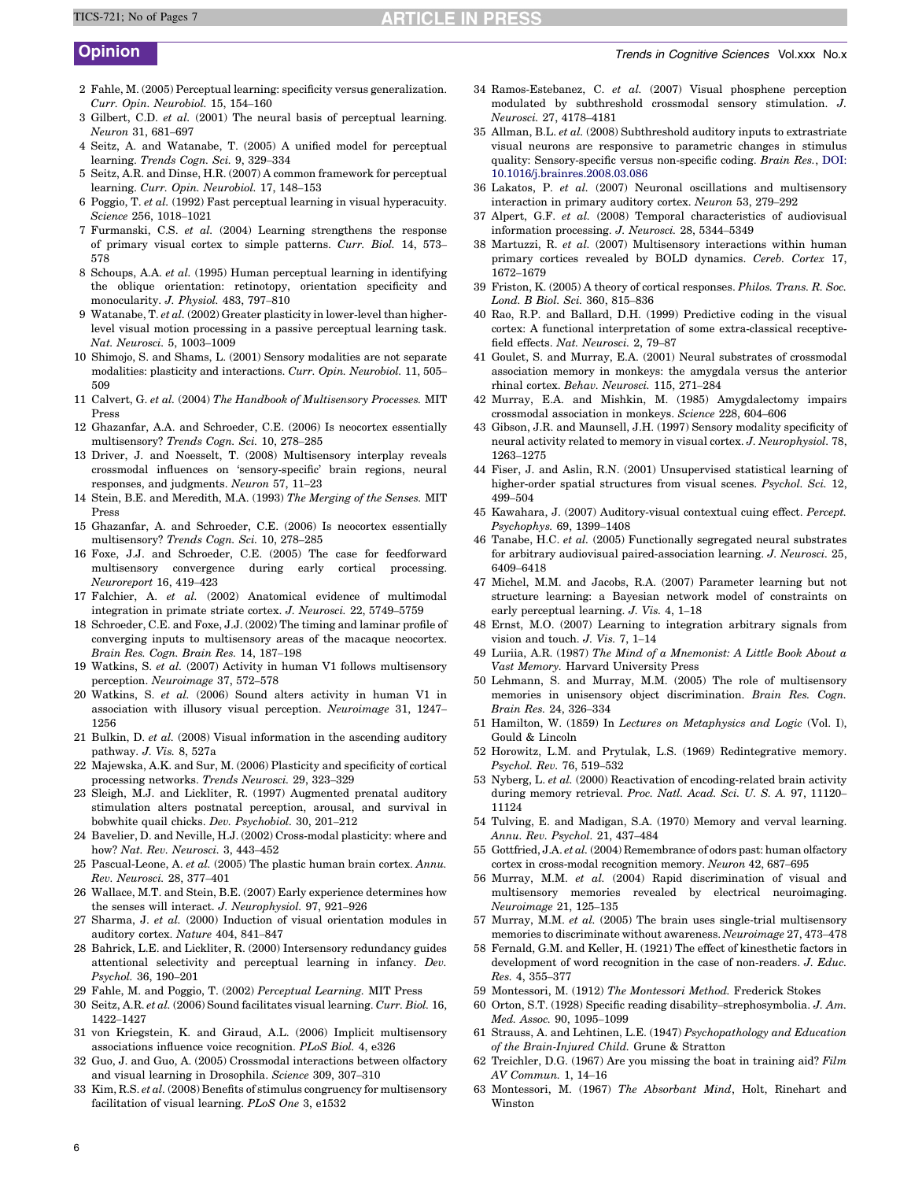2 Fahle, M. (2005) Perceptual learning: specificity versus generalization. *Curr. Opin. Neurobiol.* 15, 154–160

3 Gilbert, C.D. *et al.* (2001) The neural basis of perceptual learning. *Neuron* 31, 681–697

4 Seitz, A. and Watanabe, T. (2005) A unified model for perceptual learning. *Trends Cogn. Sci.* 9, 329–334

5 Seitz, A.R. and Dinse, H.R. (2007) A common framework for perceptual learning. *Curr. Opin. Neurobiol.* 17, 148–153

6 Poggio, T. *et al.* (1992) Fast perceptual learning in visual hyperacuity. *Science* 256, 1018–1021

7 Furmanski, C.S. *et al.* (2004) Learning strengthens the response of primary visual cortex to simple patterns. *Curr. Biol.* 14, 573–578

8 Schoups, A.A. *et al.* (1995) Human perceptual learning in identifying the oblique orientation: retinotopy, orientation specificity and monocularity. *J. Physiol.* 483, 797–810

9 Watanabe, T. *et al.* (2002) Greater plasticity in lower-level than higher-level visual motion processing in a passive perceptual learning task. *Nat. Neurosci.* 5, 1003–1009

10 Shimojo, S. and Shams, L. (2001) Sensory modalities are not separate modalities: plasticity and interactions. *Curr. Opin. Neurobiol.* 11, 505–509

11 Calvert, G. *et al.* (2004) *The Handbook of Multisensory Processes.* MIT Press

12 Ghazanfar, A.A. and Schroeder, C.E. (2006) Is neocortex essentially multisensory? *Trends Cogn. Sci.* 10, 278–285

13 Driver, J. and Noesselt, T. (2008) Multisensory interplay reveals crossmodal influences on 'sensory-specific' brain regions, neural responses, and judgments. *Neuron* 57, 11–23

14 Stein, B.E. and Meredith, M.A. (1993) *The Merging of the Senses.* MIT Press

15 Ghazanfar, A. and Schroeder, C.E. (2006) Is neocortex essentially multisensory? *Trends Cogn. Sci.* 10, 278–285

16 Foxe, J.J. and Schroeder, C.E. (2005) The case for feedforward multisensory convergence during early cortical processing. *Neuroreport* 16, 419–423

17 Falchier, A. *et al.* (2002) Anatomical evidence of multimodal integration in primate striate cortex. *J. Neurosci.* 22, 5749–5759

18 Schroeder, C.E. and Foxe, J.J. (2002) The timing and laminar profile of converging inputs to multisensory areas of the macaque neocortex. *Brain Res. Cogn. Brain Res.* 14, 187–198

19 Watkins, S. *et al.* (2007) Activity in human V1 follows multisensory perception. *Neuroimage* 37, 572–578

20 Watkins, S. *et al.* (2006) Sound alters activity in human V1 in association with illusory visual perception. *Neuroimage* 31, 1247–1256

21 Bulkin, D. *et al.* (2008) Visual information in the ascending auditory pathway. *J. Vis.* 8, 527a

22 Majewska, A.K. and Sur, M. (2006) Plasticity and specificity of cortical processing networks. *Trends Neurosci.* 29, 323–329

23 Sleigh, M.J. and Lickliter, R. (1997) Augmented prenatal auditory stimulation alters postnatal perception, arousal, and survival in bobwhite quail chicks. *Dev. Psychobiol.* 30, 201–212

24 Bavelier, D. and Neville, H.J. (2002) Cross-modal plasticity: where and how? *Nat. Rev. Neurosci.* 3, 443–452

25 Pascual-Leone, A. *et al.* (2005) The plastic human brain cortex. *Annu. Rev. Neurosci.* 28, 377–401

26 Wallace, M.T. and Stein, B.E. (2007) Early experience determines how the senses will interact. *J. Neurophysiol.* 97, 921–926

27 Sharma, J. *et al.* (2000) Induction of visual orientation modules in auditory cortex. *Nature* 404, 841–847

28 Bahrick, L.E. and Lickliter, R. (2000) Intersensory redundancy guides attentional selectivity and perceptual learning in infancy. *Dev. Psychol.* 36, 190–201

29 Fahle, M. and Poggio, T. (2002) *Perceptual Learning.* MIT Press

30 Seitz, A.R. *et al.* (2006) Sound facilitates visual learning. *Curr. Biol.* 16, 1422–1427

31 von Kriegstein, K. and Giraud, A.L. (2006) Implicit multisensory associations influence voice recognition. *PLoS Biol.* 4, e326

32 Guo, J. and Guo, A. (2005) Crossmodal interactions between olfactory and visual learning in Drosophila. *Science* 309, 307–310

33 Kim, R.S. *et al.* (2008) Benefits of stimulus congruency for multisensory facilitation of visual learning. *PLoS One* 3, e1532

34 Ramos-Estebanez, C. *et al.* (2007) Visual phosphene perception modulated by subthreshold crossmodal sensory stimulation. *J. Neurosci.* 27, 4178–4181

35 Allman, B.L. *et al.* (2008) Subthreshold auditory inputs to extrastriate visual neurons are responsive to parametric changes in stimulus quality: Sensory-specific versus non-specific coding. *Brain Res.*, DOI: 10.1016/j.brainres.2008.03.086

36 Lakatos, P. *et al.* (2007) Neuronal oscillations and multisensory interaction in primary auditory cortex. *Neuron* 53, 279–292

37 Alpert, G.F. *et al.* (2008) Temporal characteristics of audiovisual information processing. *J. Neurosci.* 28, 5344–5349

38 Martuzzi, R. *et al.* (2007) Multisensory interactions within human primary cortices revealed by BOLD dynamics. *Cereb. Cortex* 17, 1672–1679

39 Friston, K. (2005) A theory of cortical responses. *Philos. Trans. R. Soc. Lond. B Biol. Sci.* 360, 815–836

40 Rao, R.P. and Ballard, D.H. (1999) Predictive coding in the visual cortex: A functional interpretation of some extra-classical receptive-field effects. *Nat. Neurosci.* 2, 79–87

41 Goulet, S. and Murray, E.A. (2001) Neural substrates of crossmodal association memory in monkeys: the amygdala versus the anterior rhinal cortex. *Behav. Neurosci.* 115, 271–284

42 Murray, E.A. and Mishkin, M. (1985) Amygdalectomy impairs crossmodal association in monkeys. *Science* 228, 604–606

43 Gibson, J.R. and Maunsell, J.H. (1997) Sensory modality specificity of neural activity related to memory in visual cortex. *J. Neurophysiol.* 78, 1263–1275

44 Fiser, J. and Aslin, R.N. (2001) Unsupervised statistical learning of higher-order spatial structures from visual scenes. *Psychol. Sci.* 12, 499–504

45 Kawahara, J. (2007) Auditory-visual contextual cuing effect. *Percept. Psychophys.* 69, 1399–1408

46 Tanabe, H.C. *et al.* (2005) Functionally segregated neural substrates for arbitrary audiovisual paired-association learning. *J. Neurosci.* 25, 6409–6418

47 Michel, M.M. and Jacobs, R.A. (2007) Parameter learning but not structure learning: a Bayesian network model of constraints on early perceptual learning. *J. Vis.* 4, 1–18

48 Ernst, M.O. (2007) Learning to integration arbitrary signals from vision and touch. *J. Vis.* 7, 1–14

49 Luriia, A.R. (1987) *The Mind of a Mnemonist: A Little Book About a Vast Memory.* Harvard University Press

50 Lehmann, S. and Murray, M.M. (2005) The role of multisensory memories in unisensory object discrimination. *Brain Res. Cogn. Brain Res.* 24, 326–334

51 Hamilton, W. (1859) In *Lectures on Metaphysics and Logic* (Vol. I), Gould & Lincoln

52 Horowitz, L.M. and Prytulak, L.S. (1969) Redintegrative memory. *Psychol. Rev.* 76, 519–532

53 Nyberg, L. *et al.* (2000) Reactivation of encoding-related brain activity during memory retrieval. *Proc. Natl. Acad. Sci. U. S. A.* 97, 11120–11124

54 Tulving, E. and Madigan, S.A. (1970) Memory and verval learning. *Annu. Rev. Psychol.* 21, 437–484

55 Gottfried, J.A. *et al.* (2004) Remembrance of odors past: human olfactory cortex in cross-modal recognition memory. *Neuron* 42, 687–695

56 Murray, M.M. *et al.* (2004) Rapid discrimination of visual and multisensory memories revealed by electrical neuroimaging. *Neuroimage* 21, 125–135

57 Murray, M.M. *et al.* (2005) The brain uses single-trial multisensory memories to discriminate without awareness. *Neuroimage* 27, 473–478

58 Fernald, G.M. and Keller, H. (1921) The effect of kinesthetic factors in development of word recognition in the case of non-readers. *J. Educ. Res.* 4, 355–377

59 Montessori, M. (1912) *The Montessori Method.* Frederick Stokes

60 Orton, S.T. (1928) Specific reading disability–strephosymbolia. *J. Am. Med. Assoc.* 90, 1095–1099

61 Strauss, A. and Lehtinen, L.E. (1947) *Psychopathology and Education of the Brain-Injured Child.* Grune & Stratton

62 Treichler, D.G. (1967) Are you missing the boat in training aid? *Film AV Commun.* 1, 14–16

63 Montessori, M. (1967) *The Absorbant Mind*, Holt, Rinehart and Winston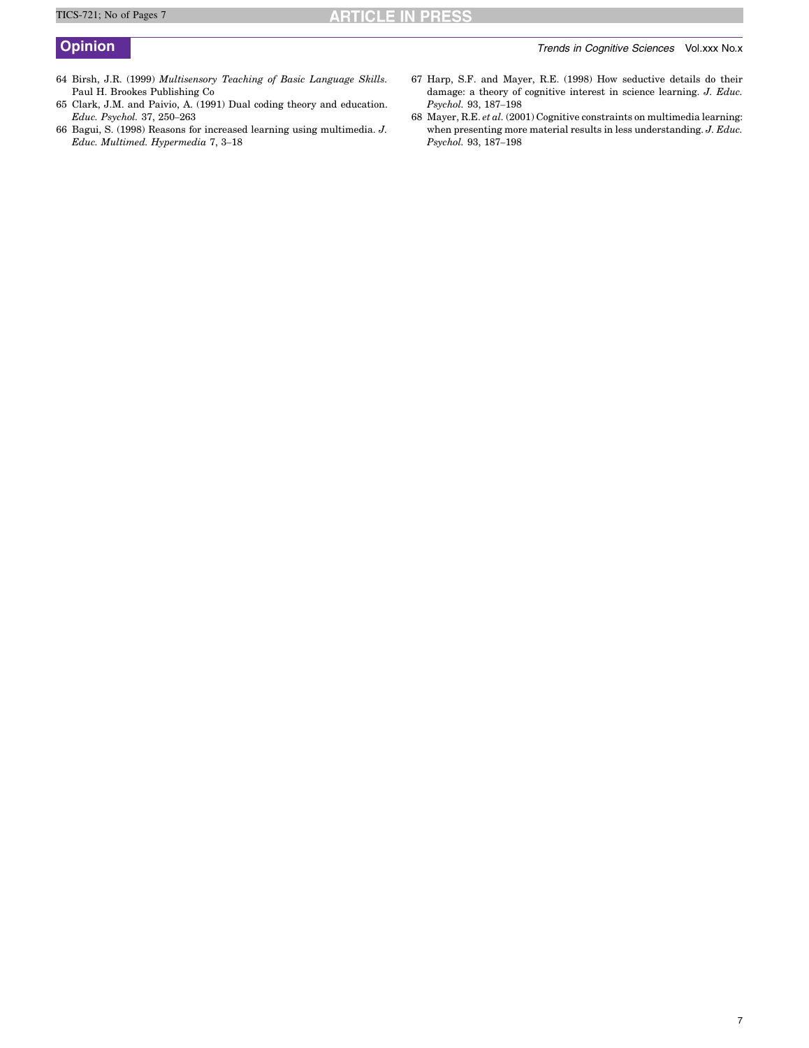64 Birsh, J.R. (1999) *Multisensory Teaching of Basic Language Skills*. Paul H. Brookes Publishing Co

65 Clark, J.M. and Paivio, A. (1991) Dual coding theory and education. *Educ. Psychol.* 37, 250–263

66 Bagui, S. (1998) Reasons for increased learning using multimedia. *J. Educ. Multimed. Hypermedia* 7, 3–18

67 Harp, S.F. and Mayer, R.E. (1998) How seductive details do their damage: a theory of cognitive interest in science learning. *J. Educ. Psychol.* 93, 187–198

68 Mayer, R.E. *et al.* (2001) Cognitive constraints on multimedia learning: when presenting more material results in less understanding. *J. Educ. Psychol.* 93, 187–198